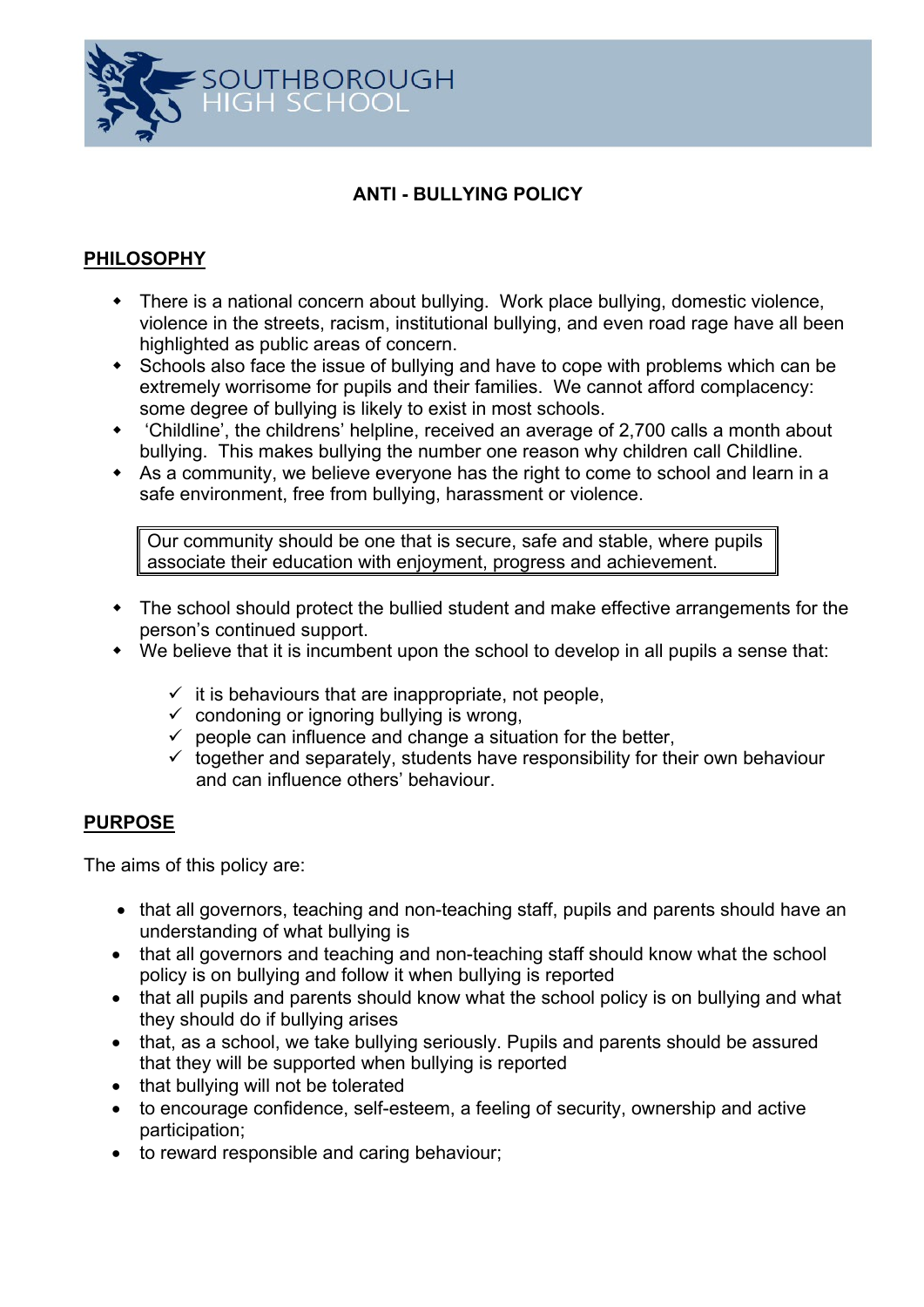SOUTHBOROUGH HIGH SCHOOL

# ANTI - BULLYING POLICY

## PHILOSOPHY

- There is a national concern about bullying. Work place bullying, domestic violence, violence in the streets, racism, institutional bullying, and even road rage have all been highlighted as public areas of concern.
- Schools also face the issue of bullying and have to cope with problems which can be extremely worrisome for pupils and their families. We cannot afford complacency: some degree of bullying is likely to exist in most schools.
- 'Childline', the childrens' helpline, received an average of 2,700 calls a month about bullying. This makes bullying the number one reason why children call Childline.
- As a community, we believe everyone has the right to come to school and learn in a safe environment, free from bullying, harassment or violence.

> Our community should be one that is secure, safe and stable, where pupils associate their education with enjoyment, progress and achievement.

- The school should protect the bullied student and make effective arrangements for the person's continued support.
- We believe that it is incumbent upon the school to develop in all pupils a sense that:
  - ✓ it is behaviours that are inappropriate, not people,
  - ✓ condoning or ignoring bullying is wrong,
  - ✓ people can influence and change a situation for the better,
  - ✓ together and separately, students have responsibility for their own behaviour and can influence others' behaviour.

## PURPOSE

The aims of this policy are:

- that all governors, teaching and non-teaching staff, pupils and parents should have an understanding of what bullying is
- that all governors and teaching and non-teaching staff should know what the school policy is on bullying and follow it when bullying is reported
- that all pupils and parents should know what the school policy is on bullying and what they should do if bullying arises
- that, as a school, we take bullying seriously. Pupils and parents should be assured that they will be supported when bullying is reported
- that bullying will not be tolerated
- to encourage confidence, self-esteem, a feeling of security, ownership and active participation;
- to reward responsible and caring behaviour;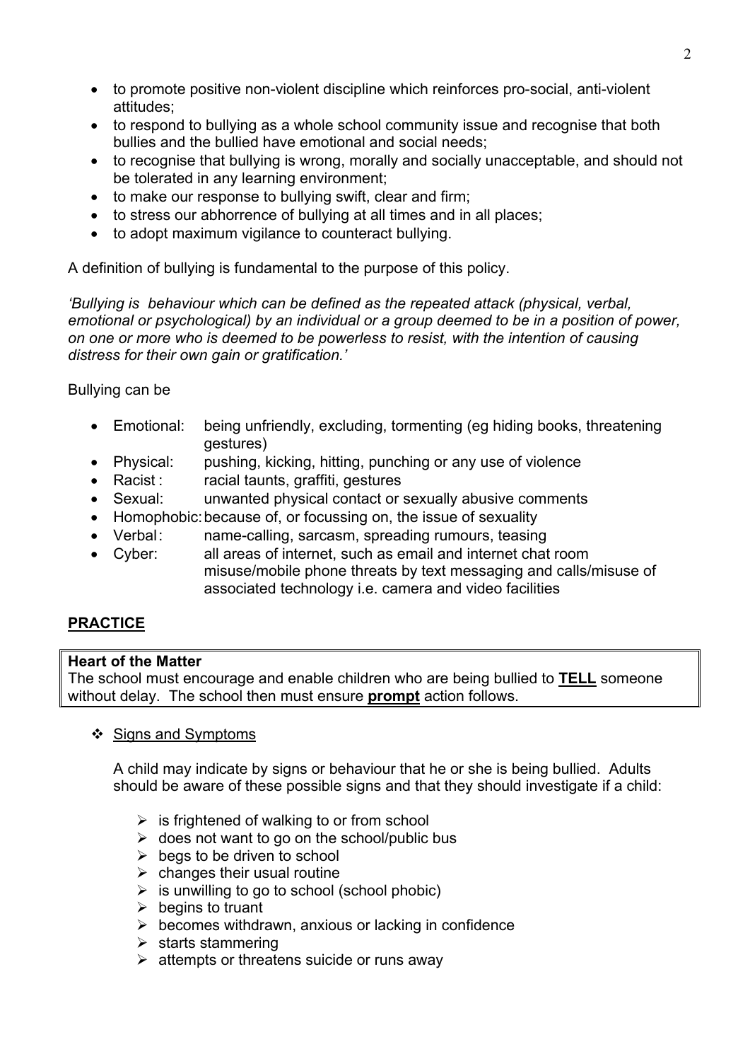- to promote positive non-violent discipline which reinforces pro-social, anti-violent attitudes;
- to respond to bullying as a whole school community issue and recognise that both bullies and the bullied have emotional and social needs;
- to recognise that bullying is wrong, morally and socially unacceptable, and should not be tolerated in any learning environment;
- to make our response to bullying swift, clear and firm;
- to stress our abhorrence of bullying at all times and in all places;
- to adopt maximum vigilance to counteract bullying.

A definition of bullying is fundamental to the purpose of this policy.

*'Bullying is behaviour which can be defined as the repeated attack (physical, verbal, emotional or psychological) by an individual or a group deemed to be in a position of power, on one or more who is deemed to be powerless to resist, with the intention of causing distress for their own gain or gratification.'*

Bullying can be

- Emotional: being unfriendly, excluding, tormenting (eg hiding books, threatening gestures)
- Physical: pushing, kicking, hitting, punching or any use of violence
- Racist : racial taunts, graffiti, gestures
- Sexual: unwanted physical contact or sexually abusive comments
- Homophobic: because of, or focussing on, the issue of sexuality
- Verbal: name-calling, sarcasm, spreading rumours, teasing
- Cyber: all areas of internet, such as email and internet chat room misuse/mobile phone threats by text messaging and calls/misuse of associated technology i.e. camera and video facilities

## PRACTICE

**Heart of the Matter**
The school must encourage and enable children who are being bullied to **TELL** someone without delay. The school then must ensure **prompt** action follows.

- Signs and Symptoms

  A child may indicate by signs or behaviour that he or she is being bullied. Adults should be aware of these possible signs and that they should investigate if a child:

  - is frightened of walking to or from school
  - does not want to go on the school/public bus
  - begs to be driven to school
  - changes their usual routine
  - is unwilling to go to school (school phobic)
  - begins to truant
  - becomes withdrawn, anxious or lacking in confidence
  - starts stammering
  - attempts or threatens suicide or runs away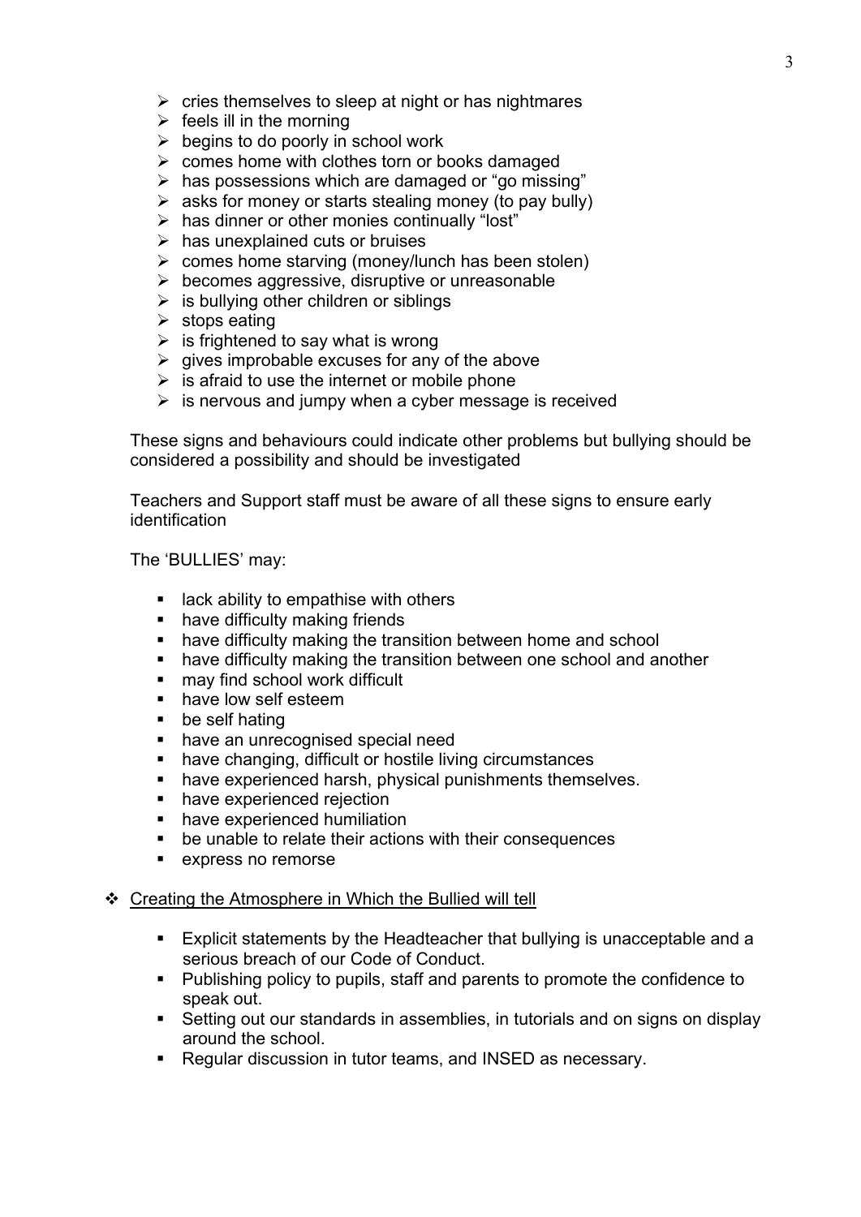- cries themselves to sleep at night or has nightmares
- feels ill in the morning
- begins to do poorly in school work
- comes home with clothes torn or books damaged
- has possessions which are damaged or "go missing"
- asks for money or starts stealing money (to pay bully)
- has dinner or other monies continually "lost"
- has unexplained cuts or bruises
- comes home starving (money/lunch has been stolen)
- becomes aggressive, disruptive or unreasonable
- is bullying other children or siblings
- stops eating
- is frightened to say what is wrong
- gives improbable excuses for any of the above
- is afraid to use the internet or mobile phone
- is nervous and jumpy when a cyber message is received

These signs and behaviours could indicate other problems but bullying should be considered a possibility and should be investigated

Teachers and Support staff must be aware of all these signs to ensure early identification

The 'BULLIES' may:

- lack ability to empathise with others
- have difficulty making friends
- have difficulty making the transition between home and school
- have difficulty making the transition between one school and another
- may find school work difficult
- have low self esteem
- be self hating
- have an unrecognised special need
- have changing, difficult or hostile living circumstances
- have experienced harsh, physical punishments themselves.
- have experienced rejection
- have experienced humiliation
- be unable to relate their actions with their consequences
- express no remorse

## Creating the Atmosphere in Which the Bullied will tell

- Explicit statements by the Headteacher that bullying is unacceptable and a serious breach of our Code of Conduct.
- Publishing policy to pupils, staff and parents to promote the confidence to speak out.
- Setting out our standards in assemblies, in tutorials and on signs on display around the school.
- Regular discussion in tutor teams, and INSED as necessary.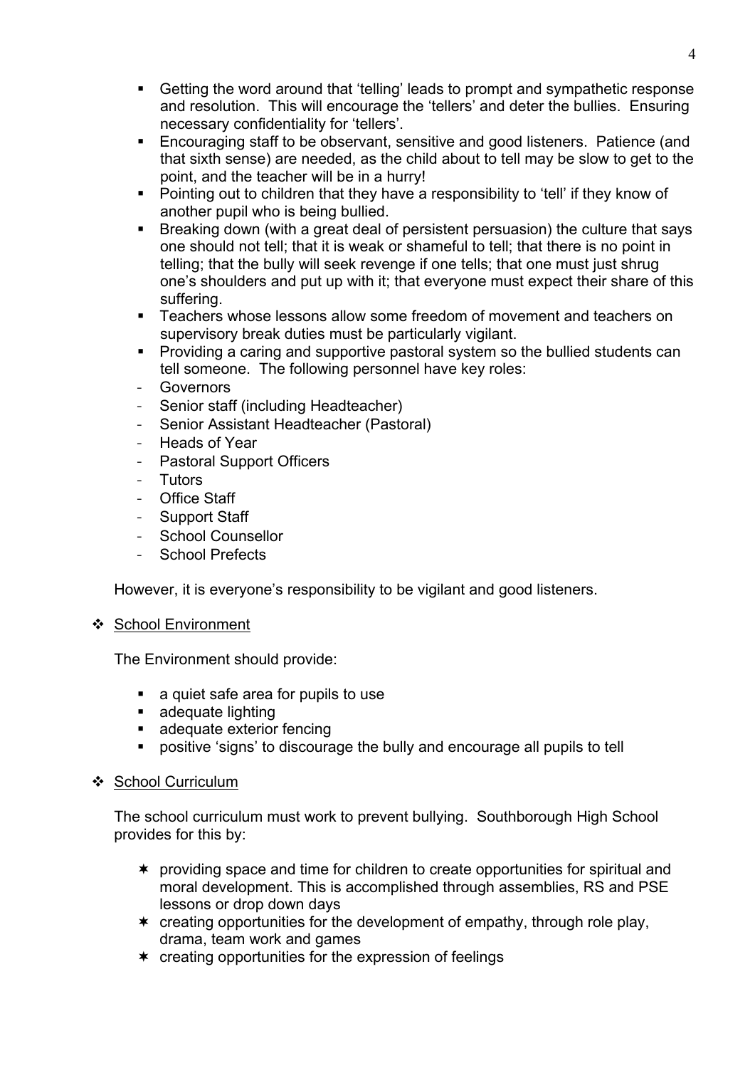- Getting the word around that 'telling' leads to prompt and sympathetic response and resolution. This will encourage the 'tellers' and deter the bullies. Ensuring necessary confidentiality for 'tellers'.
- Encouraging staff to be observant, sensitive and good listeners. Patience (and that sixth sense) are needed, as the child about to tell may be slow to get to the point, and the teacher will be in a hurry!
- Pointing out to children that they have a responsibility to 'tell' if they know of another pupil who is being bullied.
- Breaking down (with a great deal of persistent persuasion) the culture that says one should not tell; that it is weak or shameful to tell; that there is no point in telling; that the bully will seek revenge if one tells; that one must just shrug one's shoulders and put up with it; that everyone must expect their share of this suffering.
- Teachers whose lessons allow some freedom of movement and teachers on supervisory break duties must be particularly vigilant.
- Providing a caring and supportive pastoral system so the bullied students can tell someone. The following personnel have key roles:
  - Governors
  - Senior staff (including Headteacher)
  - Senior Assistant Headteacher (Pastoral)
  - Heads of Year
  - Pastoral Support Officers
  - Tutors
  - Office Staff
  - Support Staff
  - School Counsellor
  - School Prefects

However, it is everyone's responsibility to be vigilant and good listeners.

- <u>School Environment</u>

The Environment should provide:

- a quiet safe area for pupils to use
- adequate lighting
- adequate exterior fencing
- positive 'signs' to discourage the bully and encourage all pupils to tell

- <u>School Curriculum</u>

The school curriculum must work to prevent bullying. Southborough High School provides for this by:

- providing space and time for children to create opportunities for spiritual and moral development. This is accomplished through assemblies, RS and PSE lessons or drop down days
- creating opportunities for the development of empathy, through role play, drama, team work and games
- creating opportunities for the expression of feelings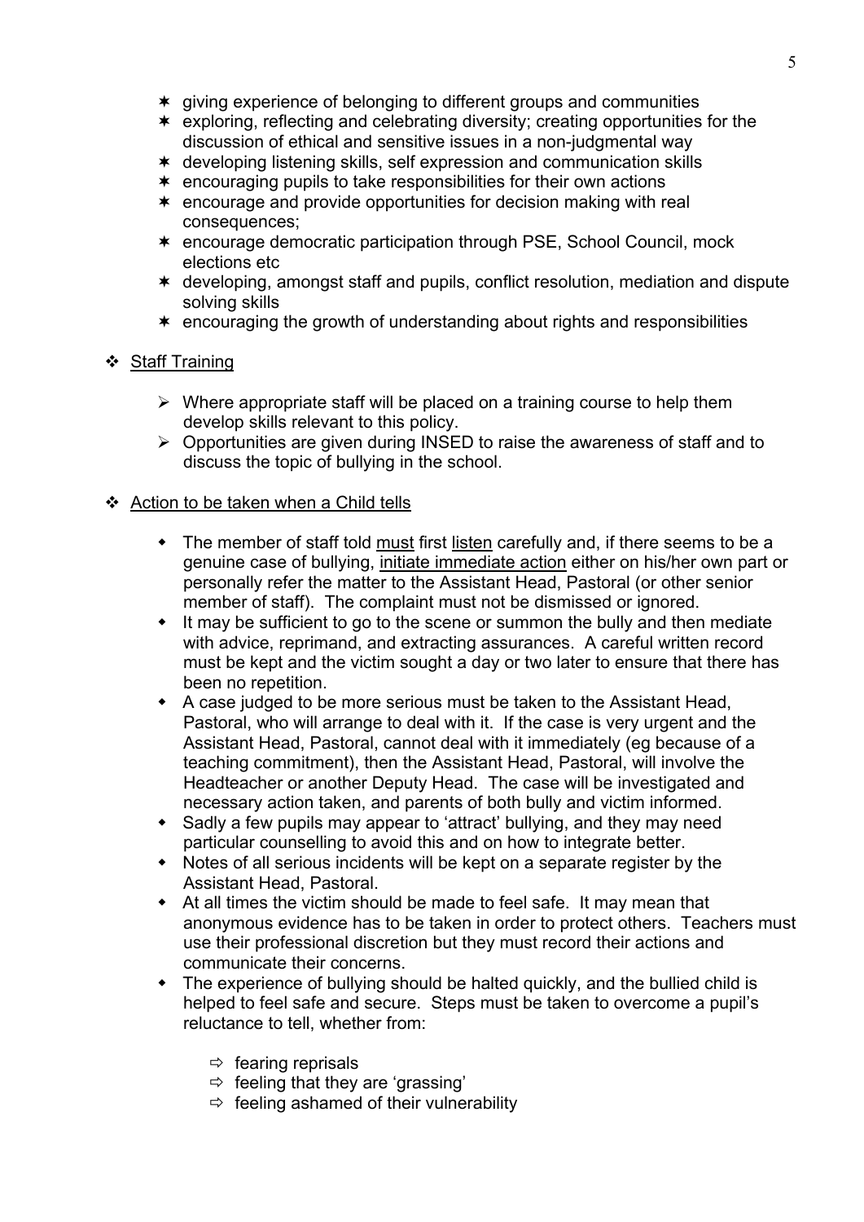- giving experience of belonging to different groups and communities
- exploring, reflecting and celebrating diversity; creating opportunities for the discussion of ethical and sensitive issues in a non-judgmental way
- developing listening skills, self expression and communication skills
- encouraging pupils to take responsibilities for their own actions
- encourage and provide opportunities for decision making with real consequences;
- encourage democratic participation through PSE, School Council, mock elections etc
- developing, amongst staff and pupils, conflict resolution, mediation and dispute solving skills
- encouraging the growth of understanding about rights and responsibilities

## Staff Training

- Where appropriate staff will be placed on a training course to help them develop skills relevant to this policy.
- Opportunities are given during INSED to raise the awareness of staff and to discuss the topic of bullying in the school.

## Action to be taken when a Child tells

- The member of staff told must first listen carefully and, if there seems to be a genuine case of bullying, initiate immediate action either on his/her own part or personally refer the matter to the Assistant Head, Pastoral (or other senior member of staff). The complaint must not be dismissed or ignored.
- It may be sufficient to go to the scene or summon the bully and then mediate with advice, reprimand, and extracting assurances. A careful written record must be kept and the victim sought a day or two later to ensure that there has been no repetition.
- A case judged to be more serious must be taken to the Assistant Head, Pastoral, who will arrange to deal with it. If the case is very urgent and the Assistant Head, Pastoral, cannot deal with it immediately (eg because of a teaching commitment), then the Assistant Head, Pastoral, will involve the Headteacher or another Deputy Head. The case will be investigated and necessary action taken, and parents of both bully and victim informed.
- Sadly a few pupils may appear to 'attract' bullying, and they may need particular counselling to avoid this and on how to integrate better.
- Notes of all serious incidents will be kept on a separate register by the Assistant Head, Pastoral.
- At all times the victim should be made to feel safe. It may mean that anonymous evidence has to be taken in order to protect others. Teachers must use their professional discretion but they must record their actions and communicate their concerns.
- The experience of bullying should be halted quickly, and the bullied child is helped to feel safe and secure. Steps must be taken to overcome a pupil's reluctance to tell, whether from:
  - fearing reprisals
  - feeling that they are 'grassing'
  - feeling ashamed of their vulnerability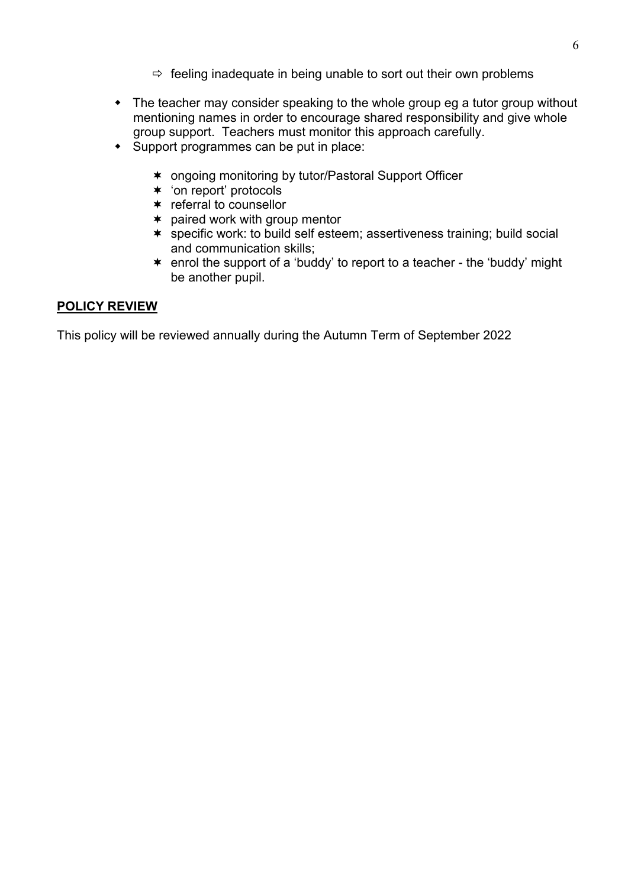- ⇨ feeling inadequate in being unable to sort out their own problems

- The teacher may consider speaking to the whole group eg a tutor group without mentioning names in order to encourage shared responsibility and give whole group support. Teachers must monitor this approach carefully.
- Support programmes can be put in place:
  - ongoing monitoring by tutor/Pastoral Support Officer
  - 'on report' protocols
  - referral to counsellor
  - paired work with group mentor
  - specific work: to build self esteem; assertiveness training; build social and communication skills;
  - enrol the support of a 'buddy' to report to a teacher - the 'buddy' might be another pupil.

## POLICY REVIEW

This policy will be reviewed annually during the Autumn Term of September 2022